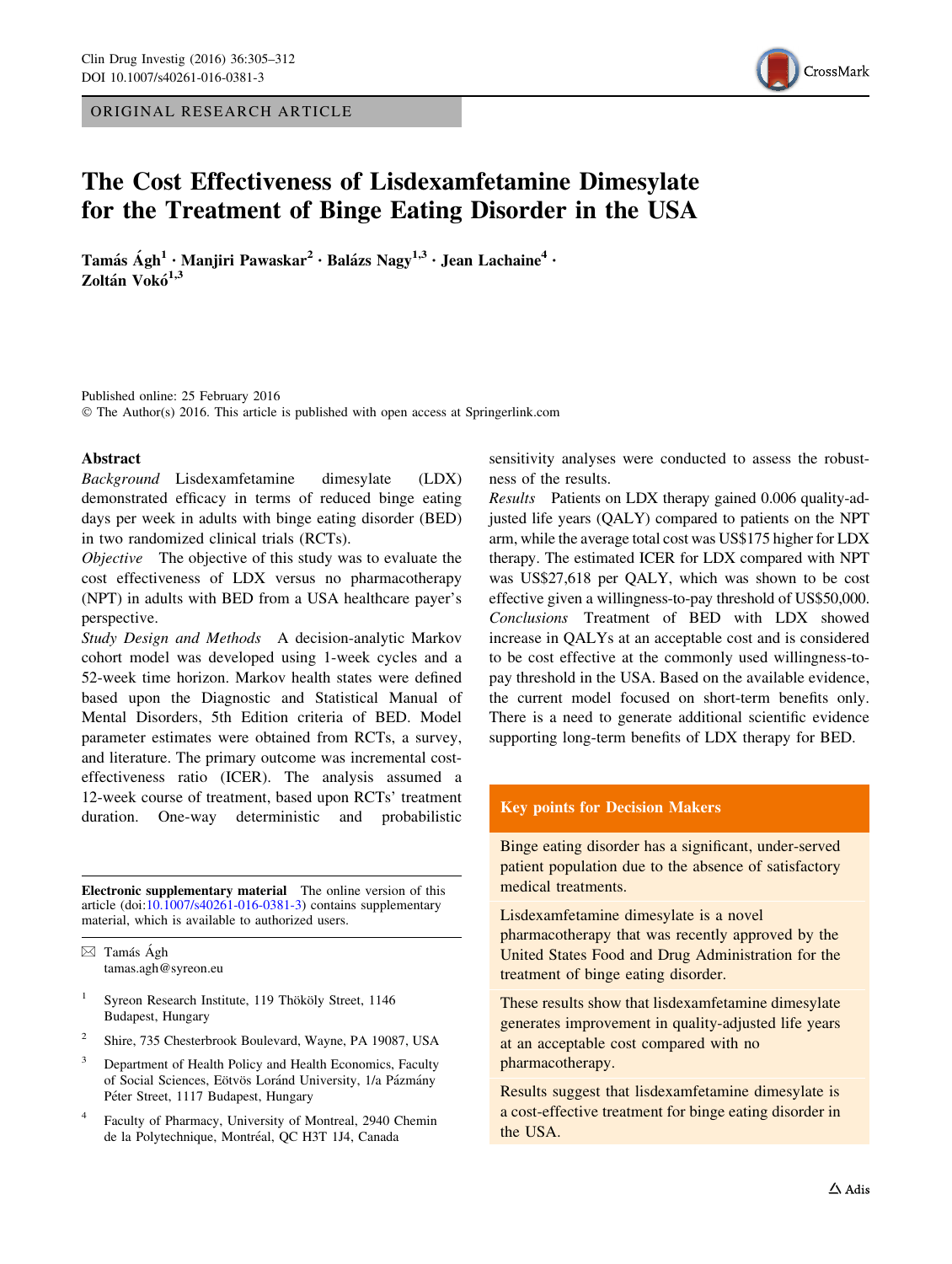ORIGINAL RESEARCH ARTICLE

# The Cost Effectiveness of Lisdexamfetamine Dimesylate for the Treatment of Binge Eating Disorder in the USA

**Tamás Ágh[1] · Manjiri Pawaskar[2] · Balázs Nagy[1,3] · Jean Lachaine[4] · Zoltán Vokó[1,3]**

Published online: 25 February 2016
© The Author(s) 2016. This article is published with open access at Springerlink.com

## Abstract

*Background* Lisdexamfetamine dimesylate (LDX) demonstrated efficacy in terms of reduced binge eating days per week in adults with binge eating disorder (BED) in two randomized clinical trials (RCTs).

*Objective* The objective of this study was to evaluate the cost effectiveness of LDX versus no pharmacotherapy (NPT) in adults with BED from a USA healthcare payer's perspective.

*Study Design and Methods* A decision-analytic Markov cohort model was developed using 1-week cycles and a 52-week time horizon. Markov health states were defined based upon the Diagnostic and Statistical Manual of Mental Disorders, 5th Edition criteria of BED. Model parameter estimates were obtained from RCTs, a survey, and literature. The primary outcome was incremental cost-effectiveness ratio (ICER). The analysis assumed a 12-week course of treatment, based upon RCTs' treatment duration. One-way deterministic and probabilistic sensitivity analyses were conducted to assess the robustness of the results.

*Results* Patients on LDX therapy gained 0.006 quality-adjusted life years (QALY) compared to patients on the NPT arm, while the average total cost was US$175 higher for LDX therapy. The estimated ICER for LDX compared with NPT was US$27,618 per QALY, which was shown to be cost effective given a willingness-to-pay threshold of US$50,000.

*Conclusions* Treatment of BED with LDX showed increase in QALYs at an acceptable cost and is considered to be cost effective at the commonly used willingness-to-pay threshold in the USA. Based on the available evidence, the current model focused on short-term benefits only. There is a need to generate additional scientific evidence supporting long-term benefits of LDX therapy for BED.

**Electronic supplementary material** The online version of this article (doi:10.1007/s40261-016-0381-3) contains supplementary material, which is available to authorized users.

✉ Tamás Ágh
tamas.agh@syreon.eu

[1] Syreon Research Institute, 119 Thököly Street, 1146 Budapest, Hungary

[2] Shire, 735 Chesterbrook Boulevard, Wayne, PA 19087, USA

[3] Department of Health Policy and Health Economics, Faculty of Social Sciences, Eötvös Loránd University, 1/a Pázmány Péter Street, 1117 Budapest, Hungary

[4] Faculty of Pharmacy, University of Montreal, 2940 Chemin de la Polytechnique, Montréal, QC H3T 1J4, Canada

**Key points for Decision Makers**

- Binge eating disorder has a significant, under-served patient population due to the absence of satisfactory medical treatments.
- Lisdexamfetamine dimesylate is a novel pharmacotherapy that was recently approved by the United States Food and Drug Administration for the treatment of binge eating disorder.
- These results show that lisdexamfetamine dimesylate generates improvement in quality-adjusted life years at an acceptable cost compared with no pharmacotherapy.
- Results suggest that lisdexamfetamine dimesylate is a cost-effective treatment for binge eating disorder in the USA.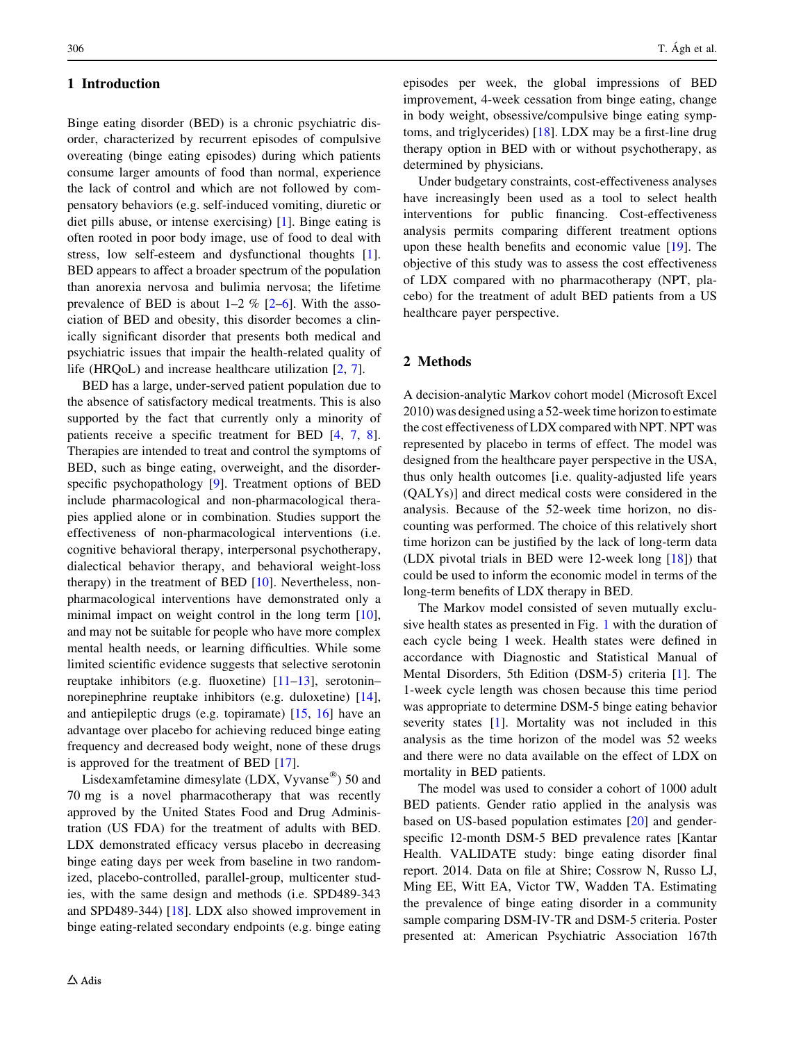## 1 Introduction

Binge eating disorder (BED) is a chronic psychiatric disorder, characterized by recurrent episodes of compulsive overeating (binge eating episodes) during which patients consume larger amounts of food than normal, experience the lack of control and which are not followed by compensatory behaviors (e.g. self-induced vomiting, diuretic or diet pills abuse, or intense exercising) [1]. Binge eating is often rooted in poor body image, use of food to deal with stress, low self-esteem and dysfunctional thoughts [1]. BED appears to affect a broader spectrum of the population than anorexia nervosa and bulimia nervosa; the lifetime prevalence of BED is about 1–2 % [2–6]. With the association of BED and obesity, this disorder becomes a clinically significant disorder that presents both medical and psychiatric issues that impair the health-related quality of life (HRQoL) and increase healthcare utilization [2, 7].

BED has a large, under-served patient population due to the absence of satisfactory medical treatments. This is also supported by the fact that currently only a minority of patients receive a specific treatment for BED [4, 7, 8]. Therapies are intended to treat and control the symptoms of BED, such as binge eating, overweight, and the disorder-specific psychopathology [9]. Treatment options of BED include pharmacological and non-pharmacological therapies applied alone or in combination. Studies support the effectiveness of non-pharmacological interventions (i.e. cognitive behavioral therapy, interpersonal psychotherapy, dialectical behavior therapy, and behavioral weight-loss therapy) in the treatment of BED [10]. Nevertheless, non-pharmacological interventions have demonstrated only a minimal impact on weight control in the long term [10], and may not be suitable for people who have more complex mental health needs, or learning difficulties. While some limited scientific evidence suggests that selective serotonin reuptake inhibitors (e.g. fluoxetine) [11–13], serotonin–norepinephrine reuptake inhibitors (e.g. duloxetine) [14], and antiepileptic drugs (e.g. topiramate) [15, 16] have an advantage over placebo for achieving reduced binge eating frequency and decreased body weight, none of these drugs is approved for the treatment of BED [17].

Lisdexamfetamine dimesylate (LDX, Vyvanse®) 50 and 70 mg is a novel pharmacotherapy that was recently approved by the United States Food and Drug Administration (US FDA) for the treatment of adults with BED. LDX demonstrated efficacy versus placebo in decreasing binge eating days per week from baseline in two randomized, placebo-controlled, parallel-group, multicenter studies, with the same design and methods (i.e. SPD489-343 and SPD489-344) [18]. LDX also showed improvement in binge eating-related secondary endpoints (e.g. binge eating episodes per week, the global impressions of BED improvement, 4-week cessation from binge eating, change in body weight, obsessive/compulsive binge eating symptoms, and triglycerides) [18]. LDX may be a first-line drug therapy option in BED with or without psychotherapy, as determined by physicians.

Under budgetary constraints, cost-effectiveness analyses have increasingly been used as a tool to select health interventions for public financing. Cost-effectiveness analysis permits comparing different treatment options upon these health benefits and economic value [19]. The objective of this study was to assess the cost effectiveness of LDX compared with no pharmacotherapy (NPT, placebo) for the treatment of adult BED patients from a US healthcare payer perspective.

## 2 Methods

A decision-analytic Markov cohort model (Microsoft Excel 2010) was designed using a 52-week time horizon to estimate the cost effectiveness of LDX compared with NPT. NPT was represented by placebo in terms of effect. The model was designed from the healthcare payer perspective in the USA, thus only health outcomes [i.e. quality-adjusted life years (QALYs)] and direct medical costs were considered in the analysis. Because of the 52-week time horizon, no discounting was performed. The choice of this relatively short time horizon can be justified by the lack of long-term data (LDX pivotal trials in BED were 12-week long [18]) that could be used to inform the economic model in terms of the long-term benefits of LDX therapy in BED.

The Markov model consisted of seven mutually exclusive health states as presented in Fig. 1 with the duration of each cycle being 1 week. Health states were defined in accordance with Diagnostic and Statistical Manual of Mental Disorders, 5th Edition (DSM-5) criteria [1]. The 1-week cycle length was chosen because this time period was appropriate to determine DSM-5 binge eating behavior severity states [1]. Mortality was not included in this analysis as the time horizon of the model was 52 weeks and there were no data available on the effect of LDX on mortality in BED patients.

The model was used to consider a cohort of 1000 adult BED patients. Gender ratio applied in the analysis was based on US-based population estimates [20] and gender-specific 12-month DSM-5 BED prevalence rates [Kantar Health. VALIDATE study: binge eating disorder final report. 2014. Data on file at Shire; Cossrow N, Russo LJ, Ming EE, Witt EA, Victor TW, Wadden TA. Estimating the prevalence of binge eating disorder in a community sample comparing DSM-IV-TR and DSM-5 criteria. Poster presented at: American Psychiatric Association 167th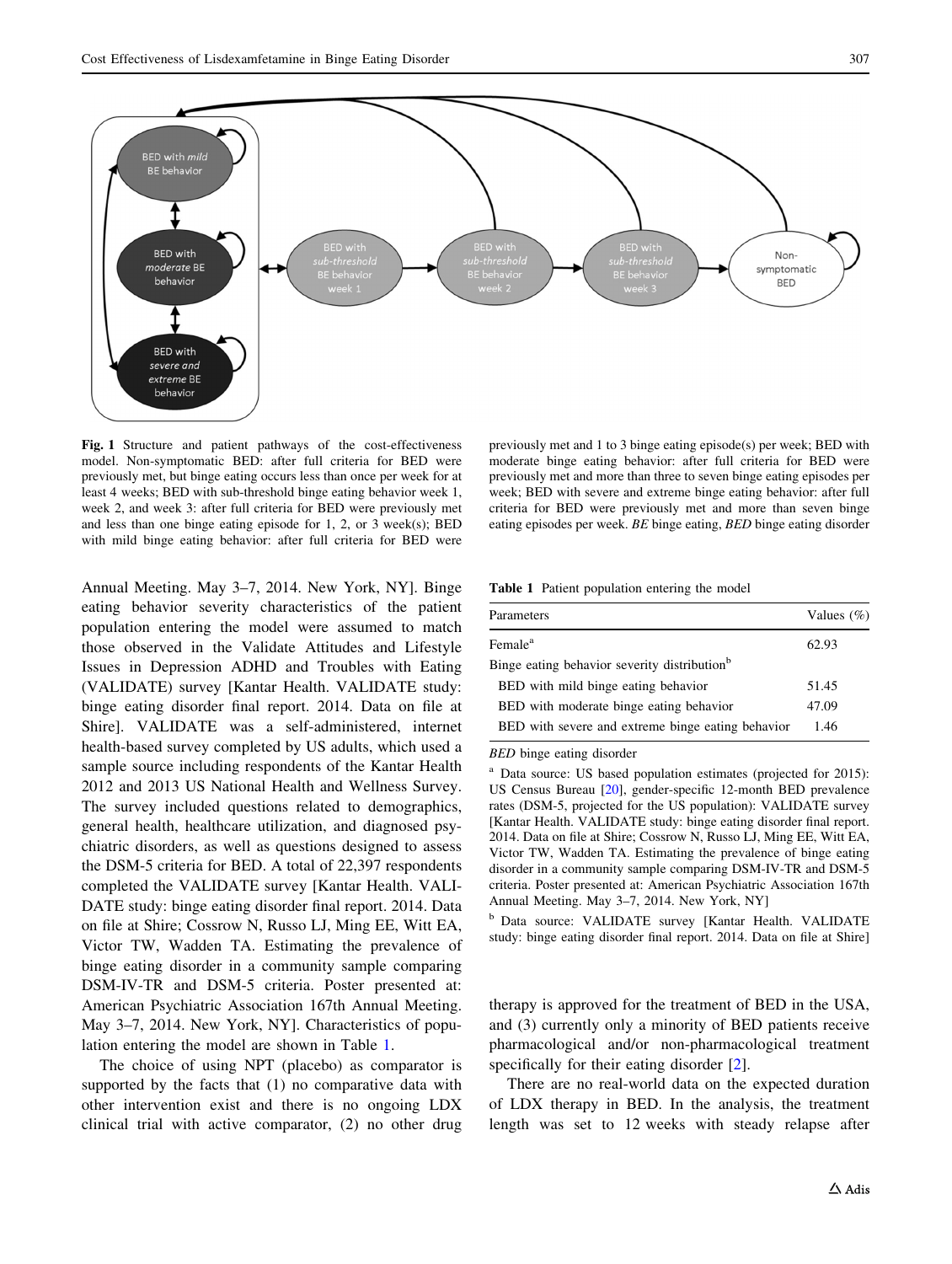Fig. 1 Structure and patient pathways of the cost-effectiveness model. Non-symptomatic BED: after full criteria for BED were previously met, but binge eating occurs less than once per week for at least 4 weeks; BED with sub-threshold binge eating behavior week 1, week 2, and week 3: after full criteria for BED were previously met and less than one binge eating episode for 1, 2, or 3 week(s); BED with mild binge eating behavior: after full criteria for BED were previously met and 1 to 3 binge eating episode(s) per week; BED with moderate binge eating behavior: after full criteria for BED were previously met and more than three to seven binge eating episodes per week; BED with severe and extreme binge eating behavior: after full criteria for BED were previously met and more than seven binge eating episodes per week. *BE* binge eating, *BED* binge eating disorder

Annual Meeting. May 3–7, 2014. New York, NY]. Binge eating behavior severity characteristics of the patient population entering the model were assumed to match those observed in the Validate Attitudes and Lifestyle Issues in Depression ADHD and Troubles with Eating (VALIDATE) survey [Kantar Health. VALIDATE study: binge eating disorder final report. 2014. Data on file at Shire]. VALIDATE was a self-administered, internet health-based survey completed by US adults, which used a sample source including respondents of the Kantar Health 2012 and 2013 US National Health and Wellness Survey. The survey included questions related to demographics, general health, healthcare utilization, and diagnosed psychiatric disorders, as well as questions designed to assess the DSM-5 criteria for BED. A total of 22,397 respondents completed the VALIDATE survey [Kantar Health. VALIDATE study: binge eating disorder final report. 2014. Data on file at Shire; Cossrow N, Russo LJ, Ming EE, Witt EA, Victor TW, Wadden TA. Estimating the prevalence of binge eating disorder in a community sample comparing DSM-IV-TR and DSM-5 criteria. Poster presented at: American Psychiatric Association 167th Annual Meeting. May 3–7, 2014. New York, NY]. Characteristics of population entering the model are shown in Table 1.

**Table 1** Patient population entering the model

| Parameters | Values (%) |
|---|---|
| Female[a] | 62.93 |
| Binge eating behavior severity distribution[b] | |
| BED with mild binge eating behavior | 51.45 |
| BED with moderate binge eating behavior | 47.09 |
| BED with severe and extreme binge eating behavior | 1.46 |

*BED* binge eating disorder

[a] Data source: US based population estimates (projected for 2015): US Census Bureau [20], gender-specific 12-month BED prevalence rates (DSM-5, projected for the US population): VALIDATE survey [Kantar Health. VALIDATE study: binge eating disorder final report. 2014. Data on file at Shire; Cossrow N, Russo LJ, Ming EE, Witt EA, Victor TW, Wadden TA. Estimating the prevalence of binge eating disorder in a community sample comparing DSM-IV-TR and DSM-5 criteria. Poster presented at: American Psychiatric Association 167th Annual Meeting. May 3–7, 2014. New York, NY]

[b] Data source: VALIDATE survey [Kantar Health. VALIDATE study: binge eating disorder final report. 2014. Data on file at Shire]

The choice of using NPT (placebo) as comparator is supported by the facts that (1) no comparative data with other intervention exist and there is no ongoing LDX clinical trial with active comparator, (2) no other drug therapy is approved for the treatment of BED in the USA, and (3) currently only a minority of BED patients receive pharmacological and/or non-pharmacological treatment specifically for their eating disorder [2].

There are no real-world data on the expected duration of LDX therapy in BED. In the analysis, the treatment length was set to 12 weeks with steady relapse after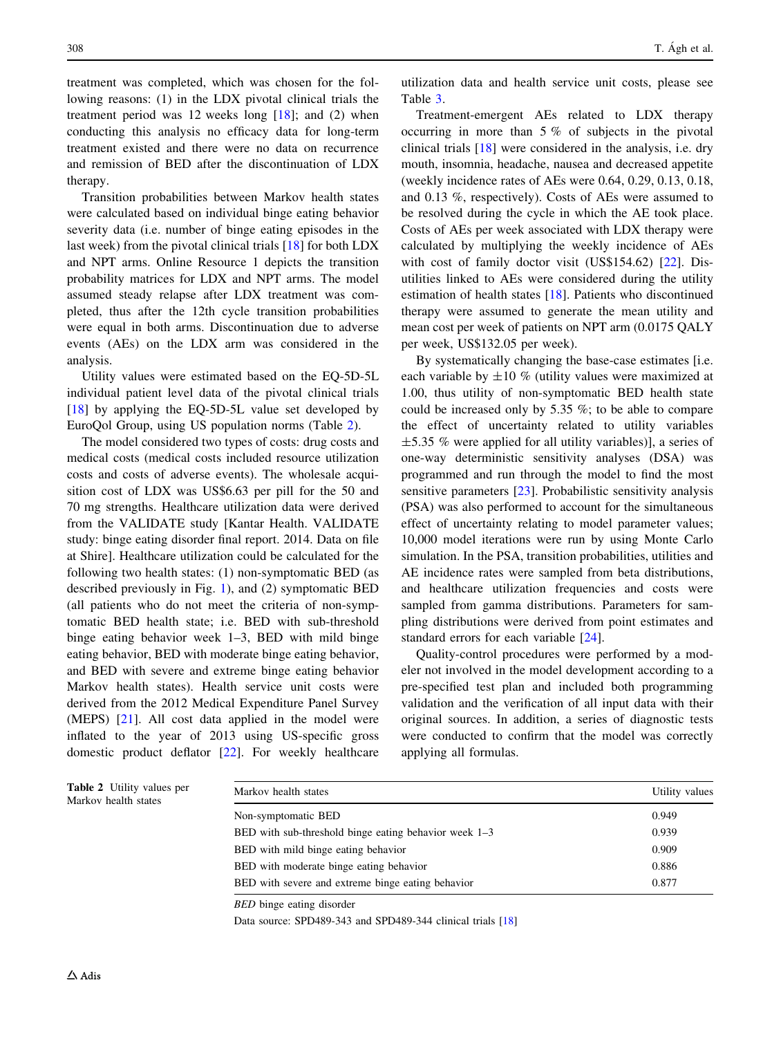treatment was completed, which was chosen for the following reasons: (1) in the LDX pivotal clinical trials the treatment period was 12 weeks long [18]; and (2) when conducting this analysis no efficacy data for long-term treatment existed and there were no data on recurrence and remission of BED after the discontinuation of LDX therapy.

Transition probabilities between Markov health states were calculated based on individual binge eating behavior severity data (i.e. number of binge eating episodes in the last week) from the pivotal clinical trials [18] for both LDX and NPT arms. Online Resource 1 depicts the transition probability matrices for LDX and NPT arms. The model assumed steady relapse after LDX treatment was completed, thus after the 12th cycle transition probabilities were equal in both arms. Discontinuation due to adverse events (AEs) on the LDX arm was considered in the analysis.

Utility values were estimated based on the EQ-5D-5L individual patient level data of the pivotal clinical trials [18] by applying the EQ-5D-5L value set developed by EuroQol Group, using US population norms (Table 2).

The model considered two types of costs: drug costs and medical costs (medical costs included resource utilization costs and costs of adverse events). The wholesale acquisition cost of LDX was US$6.63 per pill for the 50 and 70 mg strengths. Healthcare utilization data were derived from the VALIDATE study [Kantar Health. VALIDATE study: binge eating disorder final report. 2014. Data on file at Shire]. Healthcare utilization could be calculated for the following two health states: (1) non-symptomatic BED (as described previously in Fig. 1), and (2) symptomatic BED (all patients who do not meet the criteria of non-symptomatic BED health state; i.e. BED with sub-threshold binge eating behavior week 1–3, BED with mild binge eating behavior, BED with moderate binge eating behavior, and BED with severe and extreme binge eating behavior Markov health states). Health service unit costs were derived from the 2012 Medical Expenditure Panel Survey (MEPS) [21]. All cost data applied in the model were inflated to the year of 2013 using US-specific gross domestic product deflator [22]. For weekly healthcare utilization data and health service unit costs, please see Table 3.

Treatment-emergent AEs related to LDX therapy occurring in more than 5 % of subjects in the pivotal clinical trials [18] were considered in the analysis, i.e. dry mouth, insomnia, headache, nausea and decreased appetite (weekly incidence rates of AEs were 0.64, 0.29, 0.13, 0.18, and 0.13 %, respectively). Costs of AEs were assumed to be resolved during the cycle in which the AE took place. Costs of AEs per week associated with LDX therapy were calculated by multiplying the weekly incidence of AEs with cost of family doctor visit (US$154.62) [22]. Disutilities linked to AEs were considered during the utility estimation of health states [18]. Patients who discontinued therapy were assumed to generate the mean utility and mean cost per week of patients on NPT arm (0.0175 QALY per week, US$132.05 per week).

By systematically changing the base-case estimates [i.e. each variable by ±10 % (utility values were maximized at 1.00, thus utility of non-symptomatic BED health state could be increased only by 5.35 %; to be able to compare the effect of uncertainty related to utility variables ±5.35 % were applied for all utility variables)], a series of one-way deterministic sensitivity analyses (DSA) was programmed and run through the model to find the most sensitive parameters [23]. Probabilistic sensitivity analysis (PSA) was also performed to account for the simultaneous effect of uncertainty relating to model parameter values; 10,000 model iterations were run by using Monte Carlo simulation. In the PSA, transition probabilities, utilities and AE incidence rates were sampled from beta distributions, and healthcare utilization frequencies and costs were sampled from gamma distributions. Parameters for sampling distributions were derived from point estimates and standard errors for each variable [24].

Quality-control procedures were performed by a modeler not involved in the model development according to a pre-specified test plan and included both programming validation and the verification of all input data with their original sources. In addition, a series of diagnostic tests were conducted to confirm that the model was correctly applying all formulas.

**Table 2** Utility values per Markov health states

| Markov health states | Utility values |
|---|---|
| Non-symptomatic BED | 0.949 |
| BED with sub-threshold binge eating behavior week 1–3 | 0.939 |
| BED with mild binge eating behavior | 0.909 |
| BED with moderate binge eating behavior | 0.886 |
| BED with severe and extreme binge eating behavior | 0.877 |

*BED* binge eating disorder

Data source: SPD489-343 and SPD489-344 clinical trials [18]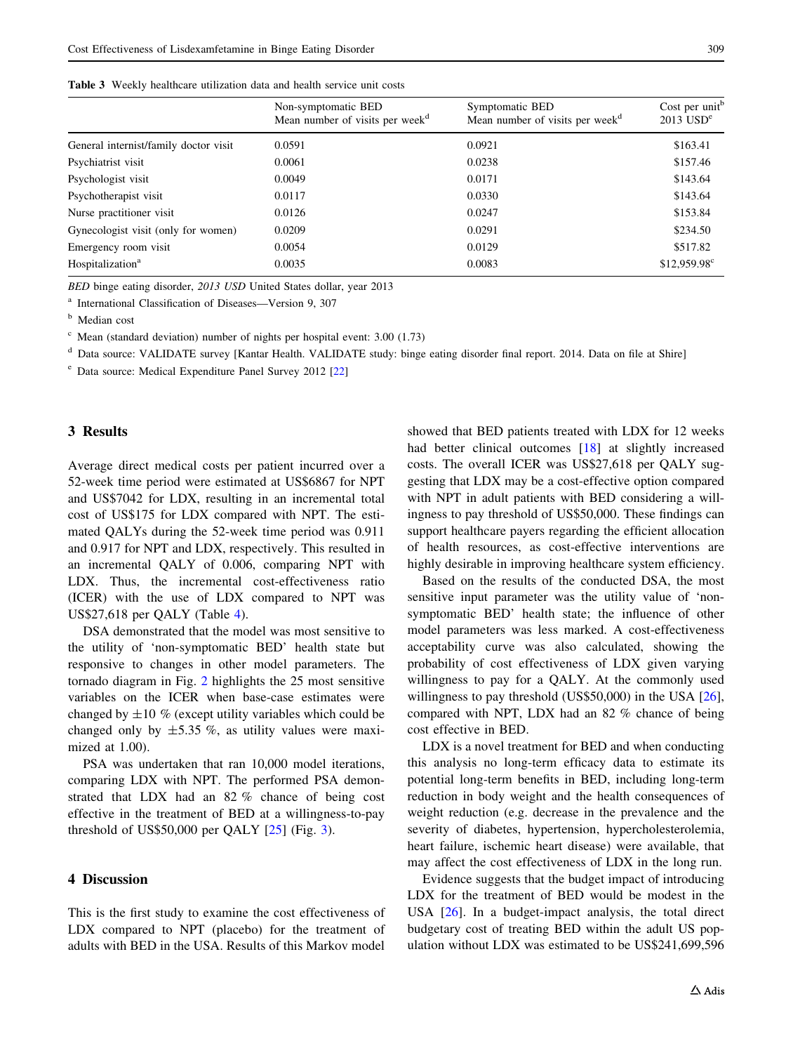**Table 3** Weekly healthcare utilization data and health service unit costs

| | Non-symptomatic BED Mean number of visits per week[d] | Symptomatic BED Mean number of visits per week[d] | Cost per unit[b] 2013 USD[e] |
|---|---|---|---|
| General internist/family doctor visit | 0.0591 | 0.0921 | $163.41 |
| Psychiatrist visit | 0.0061 | 0.0238 | $157.46 |
| Psychologist visit | 0.0049 | 0.0171 | $143.64 |
| Psychotherapist visit | 0.0117 | 0.0330 | $143.64 |
| Nurse practitioner visit | 0.0126 | 0.0247 | $153.84 |
| Gynecologist visit (only for women) | 0.0209 | 0.0291 | $234.50 |
| Emergency room visit | 0.0054 | 0.0129 | $517.82 |
| Hospitalization[a] | 0.0035 | 0.0083 | $12,959.98[c] |

*BED* binge eating disorder, *2013 USD* United States dollar, year 2013

[a] International Classification of Diseases—Version 9, 307

[b] Median cost

[c] Mean (standard deviation) number of nights per hospital event: 3.00 (1.73)

[d] Data source: VALIDATE survey [Kantar Health. VALIDATE study: binge eating disorder final report. 2014. Data on file at Shire]

[e] Data source: Medical Expenditure Panel Survey 2012 [22]

## 3 Results

Average direct medical costs per patient incurred over a 52-week time period were estimated at US$6867 for NPT and US$7042 for LDX, resulting in an incremental total cost of US$175 for LDX compared with NPT. The estimated QALYs during the 52-week time period was 0.911 and 0.917 for NPT and LDX, respectively. This resulted in an incremental QALY of 0.006, comparing NPT with LDX. Thus, the incremental cost-effectiveness ratio (ICER) with the use of LDX compared to NPT was US$27,618 per QALY (Table 4).

DSA demonstrated that the model was most sensitive to the utility of 'non-symptomatic BED' health state but responsive to changes in other model parameters. The tornado diagram in Fig. 2 highlights the 25 most sensitive variables on the ICER when base-case estimates were changed by ±10 % (except utility variables which could be changed only by ±5.35 %, as utility values were maximized at 1.00).

PSA was undertaken that ran 10,000 model iterations, comparing LDX with NPT. The performed PSA demonstrated that LDX had an 82 % chance of being cost effective in the treatment of BED at a willingness-to-pay threshold of US$50,000 per QALY [25] (Fig. 3).

## 4 Discussion

This is the first study to examine the cost effectiveness of LDX compared to NPT (placebo) for the treatment of adults with BED in the USA. Results of this Markov model showed that BED patients treated with LDX for 12 weeks had better clinical outcomes [18] at slightly increased costs. The overall ICER was US$27,618 per QALY suggesting that LDX may be a cost-effective option compared with NPT in adult patients with BED considering a willingness to pay threshold of US$50,000. These findings can support healthcare payers regarding the efficient allocation of health resources, as cost-effective interventions are highly desirable in improving healthcare system efficiency.

Based on the results of the conducted DSA, the most sensitive input parameter was the utility value of 'non-symptomatic BED' health state; the influence of other model parameters was less marked. A cost-effectiveness acceptability curve was also calculated, showing the probability of cost effectiveness of LDX given varying willingness to pay for a QALY. At the commonly used willingness to pay threshold (US$50,000) in the USA [26], compared with NPT, LDX had an 82 % chance of being cost effective in BED.

LDX is a novel treatment for BED and when conducting this analysis no long-term efficacy data to estimate its potential long-term benefits in BED, including long-term reduction in body weight and the health consequences of weight reduction (e.g. decrease in the prevalence and the severity of diabetes, hypertension, hypercholesterolemia, heart failure, ischemic heart disease) were available, that may affect the cost effectiveness of LDX in the long run.

Evidence suggests that the budget impact of introducing LDX for the treatment of BED would be modest in the USA [26]. In a budget-impact analysis, the total direct budgetary cost of treating BED within the adult US population without LDX was estimated to be US$241,699,596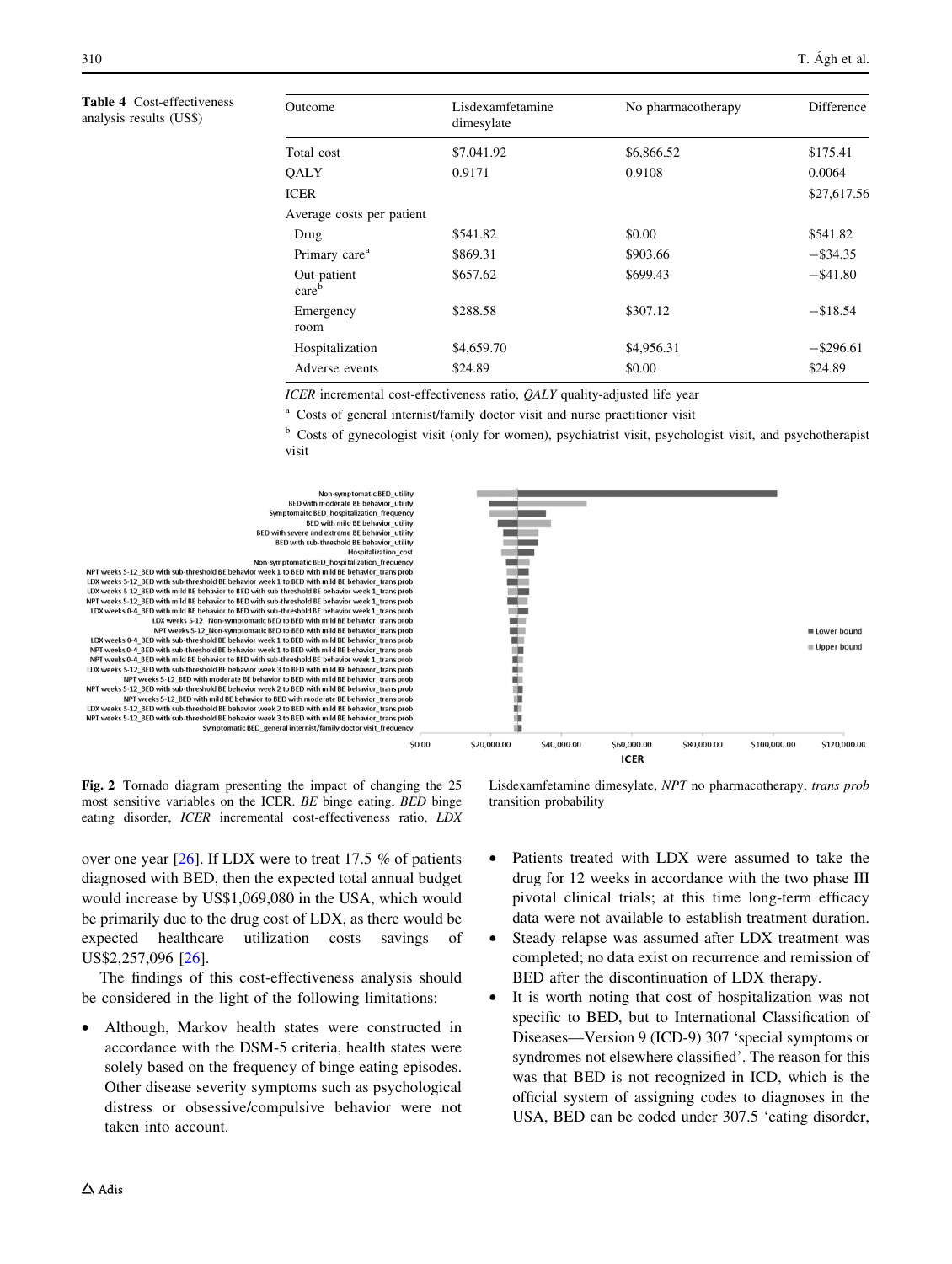**Table 4** Cost-effectiveness analysis results (US$)

| Outcome | Lisdexamfetamine dimesylate | No pharmacotherapy | Difference |
|---|---|---|---|
| Total cost | $7,041.92 | $6,866.52 | $175.41 |
| QALY | 0.9171 | 0.9108 | 0.0064 |
| ICER | | | $27,617.56 |
| Average costs per patient | | | |
| Drug | $541.82 | $0.00 | $541.82 |
| Primary care[a] | $869.31 | $903.66 | −$34.35 |
| Out-patient care[b] | $657.62 | $699.43 | −$41.80 |
| Emergency room | $288.58 | $307.12 | −$18.54 |
| Hospitalization | $4,659.70 | $4,956.31 | −$296.61 |
| Adverse events | $24.89 | $0.00 | $24.89 |

*ICER* incremental cost-effectiveness ratio, *QALY* quality-adjusted life year

[a] Costs of general internist/family doctor visit and nurse practitioner visit

[b] Costs of gynecologist visit (only for women), psychiatrist visit, psychologist visit, and psychotherapist visit

**Fig. 2** Tornado diagram presenting the impact of changing the 25 most sensitive variables on the ICER. *BE* binge eating, *BED* binge eating disorder, *ICER* incremental cost-effectiveness ratio, *LDX* Lisdexamfetamine dimesylate, *NPT* no pharmacotherapy, *trans prob* transition probability

over one year [26]. If LDX were to treat 17.5 % of patients diagnosed with BED, then the expected total annual budget would increase by US$1,069,080 in the USA, which would be primarily due to the drug cost of LDX, as there would be expected healthcare utilization costs savings of US$2,257,096 [26].

The findings of this cost-effectiveness analysis should be considered in the light of the following limitations:

- Although, Markov health states were constructed in accordance with the DSM-5 criteria, health states were solely based on the frequency of binge eating episodes. Other disease severity symptoms such as psychological distress or obsessive/compulsive behavior were not taken into account.
- Patients treated with LDX were assumed to take the drug for 12 weeks in accordance with the two phase III pivotal clinical trials; at this time long-term efficacy data were not available to establish treatment duration.
- Steady relapse was assumed after LDX treatment was completed; no data exist on recurrence and remission of BED after the discontinuation of LDX therapy.
- It is worth noting that cost of hospitalization was not specific to BED, but to International Classification of Diseases—Version 9 (ICD-9) 307 'special symptoms or syndromes not elsewhere classified'. The reason for this was that BED is not recognized in ICD, which is the official system of assigning codes to diagnoses in the USA, BED can be coded under 307.5 'eating disorder,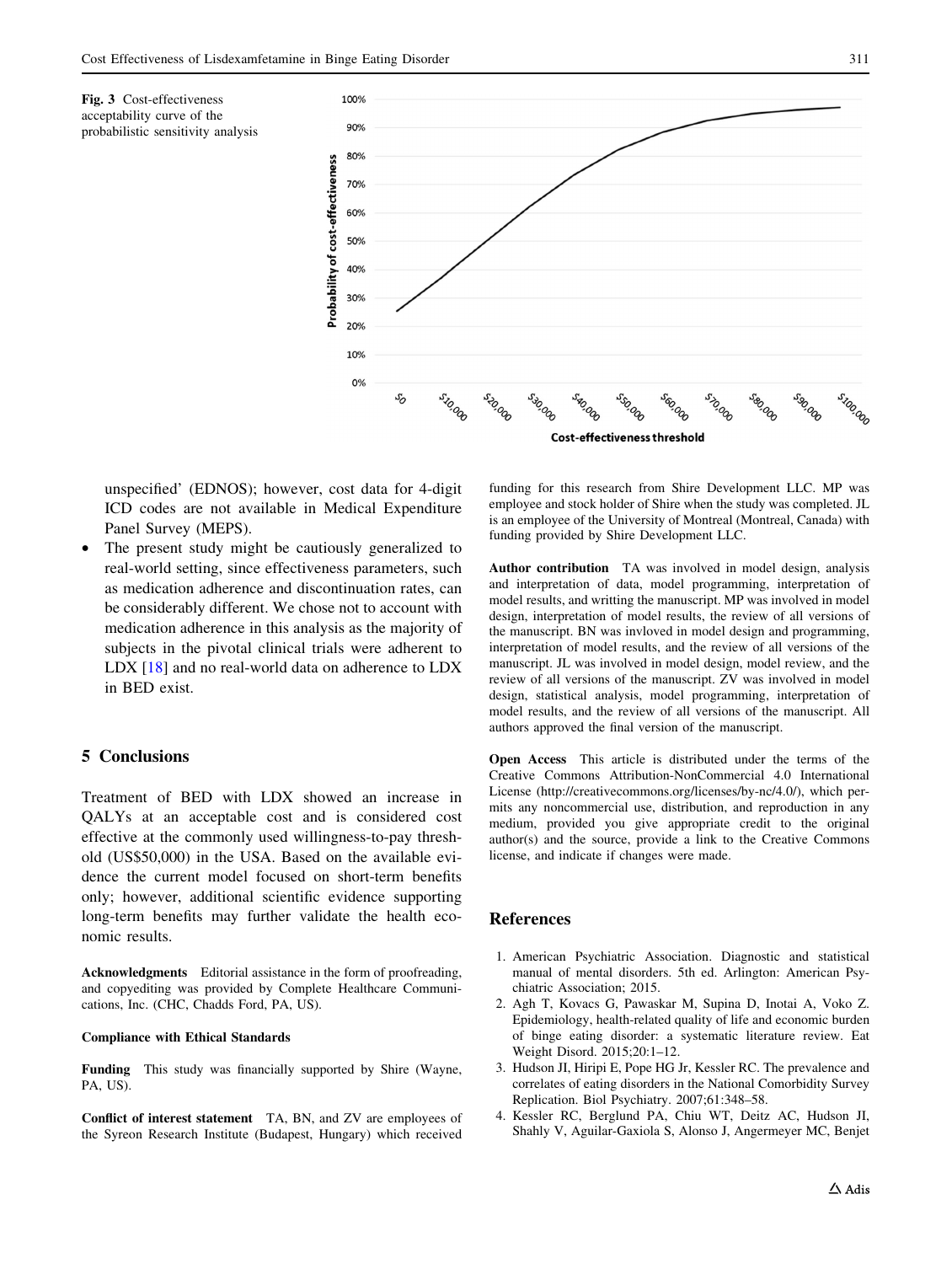**Fig. 3** Cost-effectiveness acceptability curve of the probabilistic sensitivity analysis

100%
90%
80%
70%
60%
50%
40%
30%
20%
10%
0%

Probability of cost-effectiveness

$0
$10,000
$20,000
$30,000
$40,000
$50,000
$60,000
$70,000
$80,000
$90,000
$100,000

Cost-effectiveness threshold

unspecified' (EDNOS); however, cost data for 4-digit ICD codes are not available in Medical Expenditure Panel Survey (MEPS).

- The present study might be cautiously generalized to real-world setting, since effectiveness parameters, such as medication adherence and discontinuation rates, can be considerably different. We chose not to account with medication adherence in this analysis as the majority of subjects in the pivotal clinical trials were adherent to LDX [18] and no real-world data on adherence to LDX in BED exist.

## 5 Conclusions

Treatment of BED with LDX showed an increase in QALYs at an acceptable cost and is considered cost effective at the commonly used willingness-to-pay threshold (US$50,000) in the USA. Based on the available evidence the current model focused on short-term benefits only; however, additional scientific evidence supporting long-term benefits may further validate the health economic results.

**Acknowledgments** Editorial assistance in the form of proofreading, and copyediting was provided by Complete Healthcare Communications, Inc. (CHC, Chadds Ford, PA, US).

**Compliance with Ethical Standards**

**Funding** This study was financially supported by Shire (Wayne, PA, US).

**Conflict of interest statement** TA, BN, and ZV are employees of the Syreon Research Institute (Budapest, Hungary) which received funding for this research from Shire Development LLC. MP was employee and stock holder of Shire when the study was completed. JL is an employee of the University of Montreal (Montreal, Canada) with funding provided by Shire Development LLC.

**Author contribution** TA was involved in model design, analysis and interpretation of data, model programming, interpretation of model results, and writting the manuscript. MP was involved in model design, interpretation of model results, the review of all versions of the manuscript. BN was invloved in model design and programming, interpretation of model results, and the review of all versions of the manuscript. JL was involved in model design, model review, and the review of all versions of the manuscript. ZV was involved in model design, statistical analysis, model programming, interpretation of model results, and the review of all versions of the manuscript. All authors approved the final version of the manuscript.

**Open Access** This article is distributed under the terms of the Creative Commons Attribution-NonCommercial 4.0 International License (http://creativecommons.org/licenses/by-nc/4.0/), which permits any noncommercial use, distribution, and reproduction in any medium, provided you give appropriate credit to the original author(s) and the source, provide a link to the Creative Commons license, and indicate if changes were made.

## References

1. American Psychiatric Association. Diagnostic and statistical manual of mental disorders. 5th ed. Arlington: American Psychiatric Association; 2015.
2. Agh T, Kovacs G, Pawaskar M, Supina D, Inotai A, Voko Z. Epidemiology, health-related quality of life and economic burden of binge eating disorder: a systematic literature review. Eat Weight Disord. 2015;20:1–12.
3. Hudson JI, Hiripi E, Pope HG Jr, Kessler RC. The prevalence and correlates of eating disorders in the National Comorbidity Survey Replication. Biol Psychiatry. 2007;61:348–58.
4. Kessler RC, Berglund PA, Chiu WT, Deitz AC, Hudson JI, Shahly V, Aguilar-Gaxiola S, Alonso J, Angermeyer MC, Benjet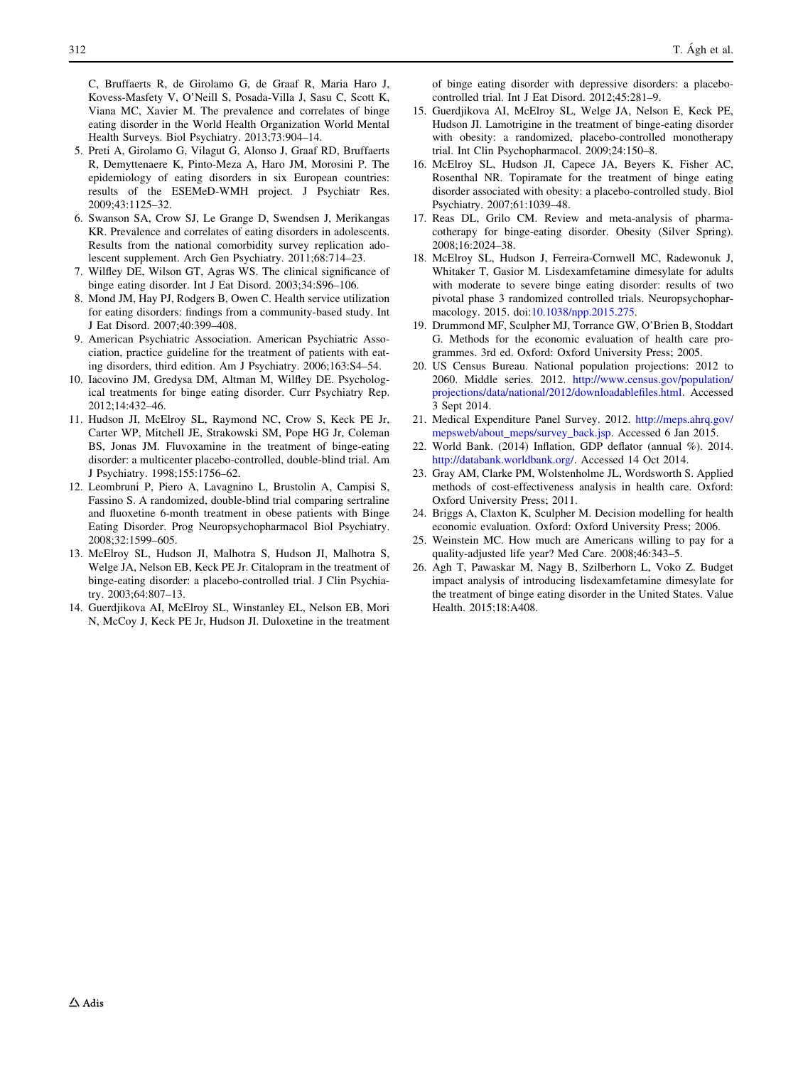C, Bruffaerts R, de Girolamo G, de Graaf R, Maria Haro J, Kovess-Masfety V, O'Neill S, Posada-Villa J, Sasu C, Scott K, Viana MC, Xavier M. The prevalence and correlates of binge eating disorder in the World Health Organization World Mental Health Surveys. Biol Psychiatry. 2013;73:904–14.

5. Preti A, Girolamo G, Vilagut G, Alonso J, Graaf RD, Bruffaerts R, Demyttenaere K, Pinto-Meza A, Haro JM, Morosini P. The epidemiology of eating disorders in six European countries: results of the ESEMeD-WMH project. J Psychiatr Res. 2009;43:1125–32.
6. Swanson SA, Crow SJ, Le Grange D, Swendsen J, Merikangas KR. Prevalence and correlates of eating disorders in adolescents. Results from the national comorbidity survey replication adolescent supplement. Arch Gen Psychiatry. 2011;68:714–23.
7. Wilfley DE, Wilson GT, Agras WS. The clinical significance of binge eating disorder. Int J Eat Disord. 2003;34:S96–106.
8. Mond JM, Hay PJ, Rodgers B, Owen C. Health service utilization for eating disorders: findings from a community-based study. Int J Eat Disord. 2007;40:399–408.
9. American Psychiatric Association. American Psychiatric Association, practice guideline for the treatment of patients with eating disorders, third edition. Am J Psychiatry. 2006;163:S4–54.
10. Iacovino JM, Gredysa DM, Altman M, Wilfley DE. Psychological treatments for binge eating disorder. Curr Psychiatry Rep. 2012;14:432–46.
11. Hudson JI, McElroy SL, Raymond NC, Crow S, Keck PE Jr, Carter WP, Mitchell JE, Strakowski SM, Pope HG Jr, Coleman BS, Jonas JM. Fluvoxamine in the treatment of binge-eating disorder: a multicenter placebo-controlled, double-blind trial. Am J Psychiatry. 1998;155:1756–62.
12. Leombruni P, Piero A, Lavagnino L, Brustolin A, Campisi S, Fassino S. A randomized, double-blind trial comparing sertraline and fluoxetine 6-month treatment in obese patients with Binge Eating Disorder. Prog Neuropsychopharmacol Biol Psychiatry. 2008;32:1599–605.
13. McElroy SL, Hudson JI, Malhotra S, Hudson JI, Malhotra S, Welge JA, Nelson EB, Keck PE Jr. Citalopram in the treatment of binge-eating disorder: a placebo-controlled trial. J Clin Psychiatry. 2003;64:807–13.
14. Guerdjikova AI, McElroy SL, Winstanley EL, Nelson EB, Mori N, McCoy J, Keck PE Jr, Hudson JI. Duloxetine in the treatment of binge eating disorder with depressive disorders: a placebo-controlled trial. Int J Eat Disord. 2012;45:281–9.
15. Guerdjikova AI, McElroy SL, Welge JA, Nelson E, Keck PE, Hudson JI. Lamotrigine in the treatment of binge-eating disorder with obesity: a randomized, placebo-controlled monotherapy trial. Int Clin Psychopharmacol. 2009;24:150–8.
16. McElroy SL, Hudson JI, Capece JA, Beyers K, Fisher AC, Rosenthal NR. Topiramate for the treatment of binge eating disorder associated with obesity: a placebo-controlled study. Biol Psychiatry. 2007;61:1039–48.
17. Reas DL, Grilo CM. Review and meta-analysis of pharmacotherapy for binge-eating disorder. Obesity (Silver Spring). 2008;16:2024–38.
18. McElroy SL, Hudson J, Ferreira-Cornwell MC, Radewonuk J, Whitaker T, Gasior M. Lisdexamfetamine dimesylate for adults with moderate to severe binge eating disorder: results of two pivotal phase 3 randomized controlled trials. Neuropsychopharmacology. 2015. doi:10.1038/npp.2015.275.
19. Drummond MF, Sculpher MJ, Torrance GW, O'Brien B, Stoddart G. Methods for the economic evaluation of health care programmes. 3rd ed. Oxford: Oxford University Press; 2005.
20. US Census Bureau. National population projections: 2012 to 2060. Middle series. 2012. http://www.census.gov/population/projections/data/national/2012/downloadablefiles.html. Accessed 3 Sept 2014.
21. Medical Expenditure Panel Survey. 2012. http://meps.ahrq.gov/mepsweb/about_meps/survey_back.jsp. Accessed 6 Jan 2015.
22. World Bank. (2014) Inflation, GDP deflator (annual %). 2014. http://databank.worldbank.org/. Accessed 14 Oct 2014.
23. Gray AM, Clarke PM, Wolstenholme JL, Wordsworth S. Applied methods of cost-effectiveness analysis in health care. Oxford: Oxford University Press; 2011.
24. Briggs A, Claxton K, Sculpher M. Decision modelling for health economic evaluation. Oxford: Oxford University Press; 2006.
25. Weinstein MC. How much are Americans willing to pay for a quality-adjusted life year? Med Care. 2008;46:343–5.
26. Agh T, Pawaskar M, Nagy B, Szilberhorn L, Voko Z. Budget impact analysis of introducing lisdexamfetamine dimesylate for the treatment of binge eating disorder in the United States. Value Health. 2015;18:A408.